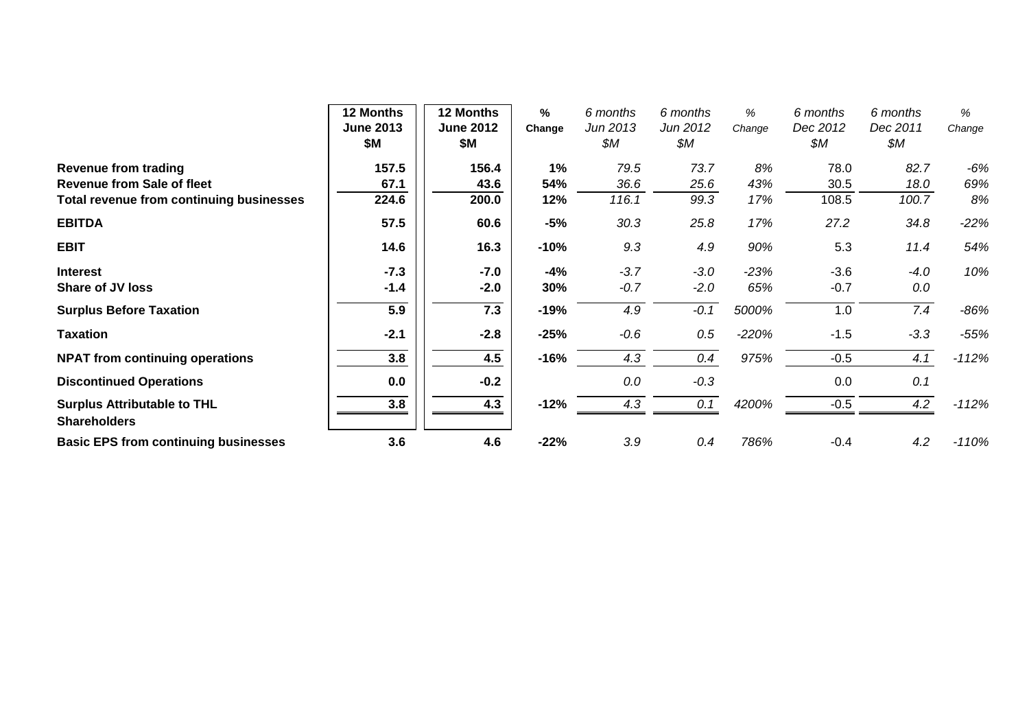| | 12 Months June 2013 $M | 12 Months June 2012 $M | % Change | *6 months Jun 2013 $M* | *6 months Jun 2012 $M* | *% Change* | *6 months Dec 2012 $M* | *6 months Dec 2011 $M* | *% Change* |
|---|---|---|---|---|---|---|---|---|---|
| **Revenue from trading** | **157.5** | **156.4** | **1%** | *79.5* | *73.7* | *8%* | 78.0 | *82.7* | *-6%* |
| **Revenue from Sale of fleet** | **67.1** | **43.6** | **54%** | *36.6* | *25.6* | *43%* | 30.5 | *18.0* | *69%* |
| **Total revenue from continuing businesses** | **224.6** | **200.0** | **12%** | *116.1* | *99.3* | *17%* | 108.5 | *100.7* | *8%* |
| **EBITDA** | **57.5** | **60.6** | **-5%** | *30.3* | *25.8* | *17%* | *27.2* | *34.8* | *-22%* |
| **EBIT** | **14.6** | **16.3** | **-10%** | *9.3* | *4.9* | *90%* | 5.3 | *11.4* | *54%* |
| **Interest** | **-7.3** | **-7.0** | **-4%** | *-3.7* | *-3.0* | *-23%* | -3.6 | *-4.0* | *10%* |
| **Share of JV loss** | **-1.4** | **-2.0** | **30%** | *-0.7* | *-2.0* | *65%* | -0.7 | *0.0* | |
| **Surplus Before Taxation** | **5.9** | **7.3** | **-19%** | *4.9* | *-0.1* | *5000%* | 1.0 | *7.4* | *-86%* |
| **Taxation** | **-2.1** | **-2.8** | **-25%** | *-0.6* | *0.5* | *-220%* | -1.5 | *-3.3* | *-55%* |
| **NPAT from continuing operations** | **3.8** | **4.5** | **-16%** | *4.3* | *0.4* | *975%* | -0.5 | *4.1* | *-112%* |
| **Discontinued Operations** | **0.0** | **-0.2** | | *0.0* | *-0.3* | | 0.0 | *0.1* | |
| **Surplus Attributable to THL Shareholders** | **3.8** | **4.3** | **-12%** | *4.3* | *0.1* | *4200%* | -0.5 | *4.2* | *-112%* |
| **Basic EPS from continuing businesses** | **3.6** | **4.6** | **-22%** | *3.9* | *0.4* | *786%* | -0.4 | *4.2* | *-110%* |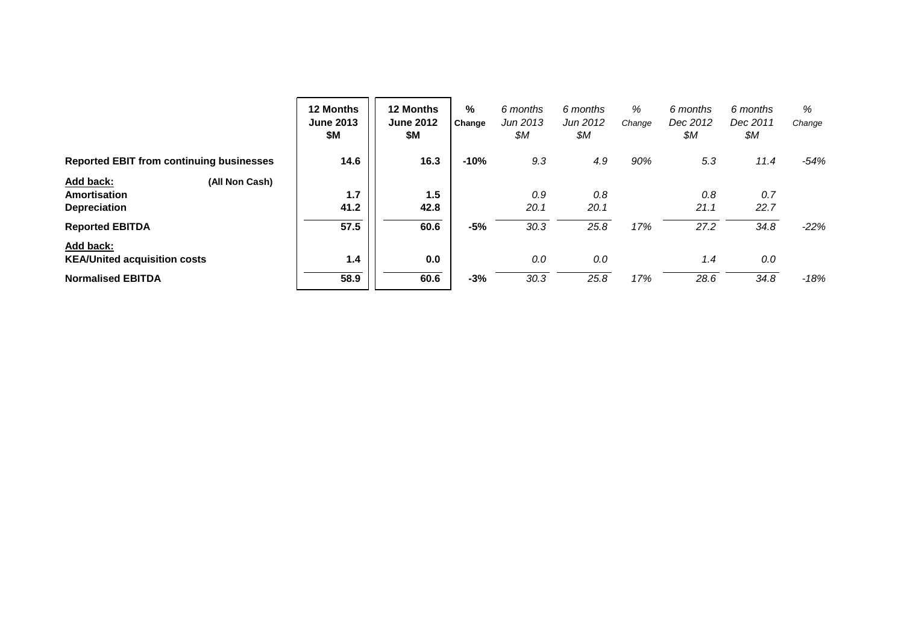| | 12 Months June 2013 $M | 12 Months June 2012 $M | % Change | *6 months Jun 2013 $M* | *6 months Jun 2012 $M* | *% Change* | *6 months Dec 2012 $M* | *6 months Dec 2011 $M* | *% Change* |
|---|---|---|---|---|---|---|---|---|---|
| **Reported EBIT from continuing businesses** | **14.6** | **16.3** | **-10%** | *9.3* | *4.9* | *90%* | *5.3* | *11.4* | *-54%* |
| **Add back:** **(All Non Cash)** | | | | | | | | | |
| **Amortisation** | **1.7** | **1.5** | | *0.9* | *0.8* | | *0.8* | *0.7* | |
| **Depreciation** | **41.2** | **42.8** | | *20.1* | *20.1* | | *21.1* | *22.7* | |
| **Reported EBITDA** | **57.5** | **60.6** | **-5%** | *30.3* | *25.8* | *17%* | *27.2* | *34.8* | *-22%* |
| **Add back:** | | | | | | | | | |
| **KEA/United acquisition costs** | **1.4** | **0.0** | | *0.0* | *0.0* | | *1.4* | *0.0* | |
| **Normalised EBITDA** | **58.9** | **60.6** | **-3%** | *30.3* | *25.8* | *17%* | *28.6* | *34.8* | *-18%* |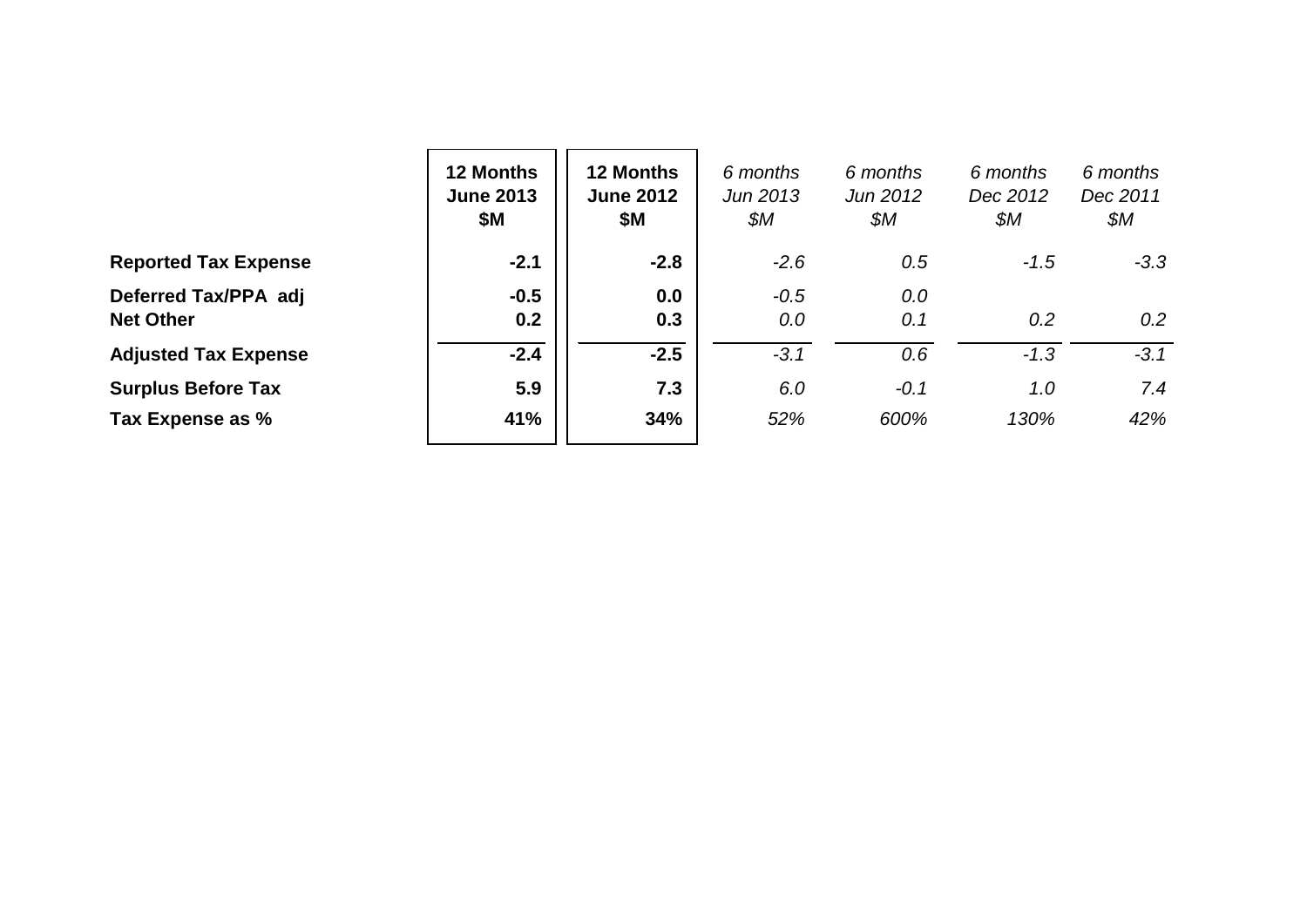| | **12 Months June 2013 $M** | **12 Months June 2012 $M** | *6 months Jun 2013 $M* | *6 months Jun 2012 $M* | *6 months Dec 2012 $M* | *6 months Dec 2011 $M* |
|---|---|---|---|---|---|---|
| **Reported Tax Expense** | **-2.1** | **-2.8** | *-2.6* | *0.5* | *-1.5* | *-3.3* |
| **Deferred Tax/PPA adj** | **-0.5** | **0.0** | *-0.5* | *0.0* | | |
| **Net Other** | **0.2** | **0.3** | *0.0* | *0.1* | *0.2* | *0.2* |
| **Adjusted Tax Expense** | **-2.4** | **-2.5** | *-3.1* | *0.6* | *-1.3* | *-3.1* |
| **Surplus Before Tax** | **5.9** | **7.3** | *6.0* | *-0.1* | *1.0* | *7.4* |
| **Tax Expense as %** | **41%** | **34%** | *52%* | *600%* | *130%* | *42%* |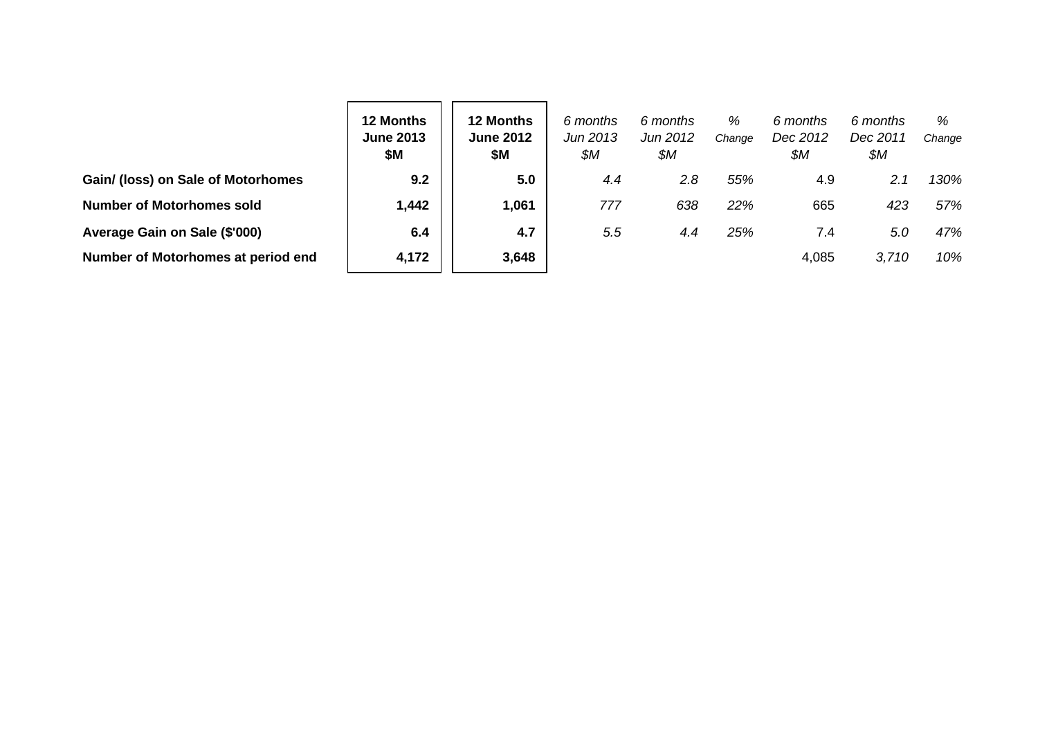| | **12 Months June 2013 $M** | **12 Months June 2012 $M** | *6 months Jun 2013 $M* | *6 months Jun 2012 $M* | *% Change* | *6 months Dec 2012 $M* | *6 months Dec 2011 $M* | *% Change* |
|---|---|---|---|---|---|---|---|---|
| **Gain/ (loss) on Sale of Motorhomes** | **9.2** | **5.0** | *4.4* | *2.8* | *55%* | 4.9 | *2.1* | *130%* |
| **Number of Motorhomes sold** | **1,442** | **1,061** | *777* | *638* | *22%* | 665 | *423* | *57%* |
| **Average Gain on Sale ($'000)** | **6.4** | **4.7** | *5.5* | *4.4* | *25%* | 7.4 | *5.0* | *47%* |
| **Number of Motorhomes at period end** | **4,172** | **3,648** | | | | 4,085 | *3,710* | *10%* |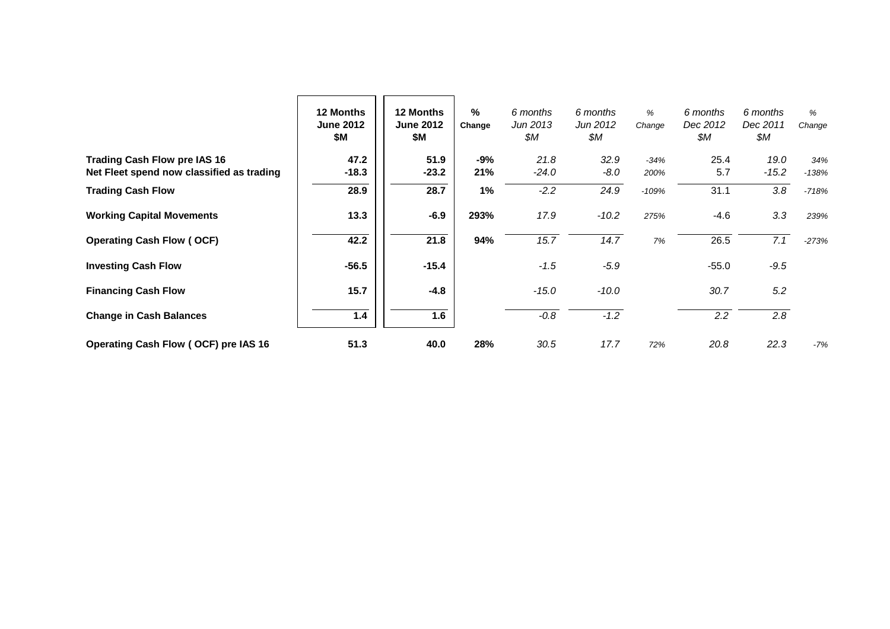| | 12 Months June 2012 $M | 12 Months June 2012 $M | % Change | *6 months Jun 2013 $M* | *6 months Jun 2012 $M* | *% Change* | 6 months Dec 2012 $M | *6 months Dec 2011 $M* | *% Change* |
|---|---|---|---|---|---|---|---|---|---|
| **Trading Cash Flow pre IAS 16** | **47.2** | **51.9** | **-9%** | *21.8* | *32.9* | *-34%* | 25.4 | *19.0* | *34%* |
| **Net Fleet spend now classified as trading** | **-18.3** | **-23.2** | **21%** | *-24.0* | *-8.0* | *200%* | 5.7 | *-15.2* | *-138%* |
| **Trading Cash Flow** | **28.9** | **28.7** | **1%** | *-2.2* | *24.9* | *-109%* | 31.1 | *3.8* | *-718%* |
| **Working Capital Movements** | **13.3** | **-6.9** | **293%** | *17.9* | *-10.2* | *275%* | -4.6 | *3.3* | *239%* |
| **Operating Cash Flow ( OCF)** | **42.2** | **21.8** | **94%** | *15.7* | *14.7* | *7%* | 26.5 | *7.1* | *-273%* |
| **Investing Cash Flow** | **-56.5** | **-15.4** | | *-1.5* | *-5.9* | | -55.0 | *-9.5* | |
| **Financing Cash Flow** | **15.7** | **-4.8** | | *-15.0* | *-10.0* | | *30.7* | *5.2* | |
| **Change in Cash Balances** | **1.4** | **1.6** | | *-0.8* | *-1.2* | | *2.2* | *2.8* | |
| **Operating Cash Flow ( OCF) pre IAS 16** | **51.3** | **40.0** | **28%** | *30.5* | *17.7* | *72%* | *20.8* | *22.3* | *-7%* |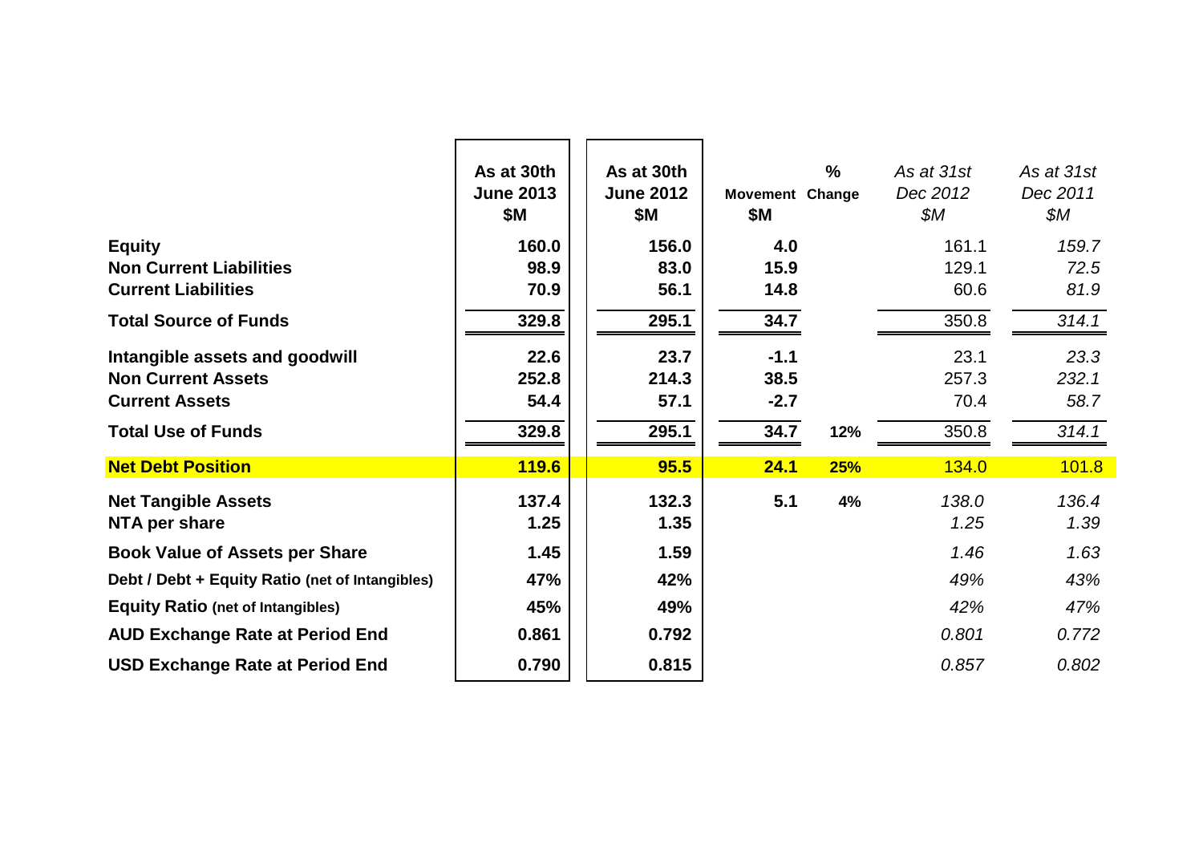| | As at 30th June 2013 $M | As at 30th June 2012 $M | Movement $M | % Change | *As at 31st Dec 2012 $M* | *As at 31st Dec 2011 $M* |
|---|---|---|---|---|---|---|
| **Equity** | **160.0** | **156.0** | **4.0** | | 161.1 | *159.7* |
| **Non Current Liabilities** | **98.9** | **83.0** | **15.9** | | 129.1 | *72.5* |
| **Current Liabilities** | **70.9** | **56.1** | **14.8** | | 60.6 | *81.9* |
| **Total Source of Funds** | **329.8** | **295.1** | **34.7** | | 350.8 | *314.1* |
| **Intangible assets and goodwill** | **22.6** | **23.7** | **-1.1** | | 23.1 | *23.3* |
| **Non Current Assets** | **252.8** | **214.3** | **38.5** | | 257.3 | *232.1* |
| **Current Assets** | **54.4** | **57.1** | **-2.7** | | 70.4 | *58.7* |
| **Total Use of Funds** | **329.8** | **295.1** | **34.7** | **12%** | 350.8 | *314.1* |
| **Net Debt Position** | **119.6** | **95.5** | **24.1** | **25%** | 134.0 | 101.8 |
| **Net Tangible Assets** | **137.4** | **132.3** | **5.1** | **4%** | *138.0* | *136.4* |
| **NTA per share** | **1.25** | **1.35** | | | *1.25* | *1.39* |
| **Book Value of Assets per Share** | **1.45** | **1.59** | | | *1.46* | *1.63* |
| **Debt / Debt + Equity Ratio (net of Intangibles)** | **47%** | **42%** | | | *49%* | *43%* |
| **Equity Ratio (net of Intangibles)** | **45%** | **49%** | | | *42%* | *47%* |
| **AUD Exchange Rate at Period End** | **0.861** | **0.792** | | | *0.801* | *0.772* |
| **USD Exchange Rate at Period End** | **0.790** | **0.815** | | | *0.857* | *0.802* |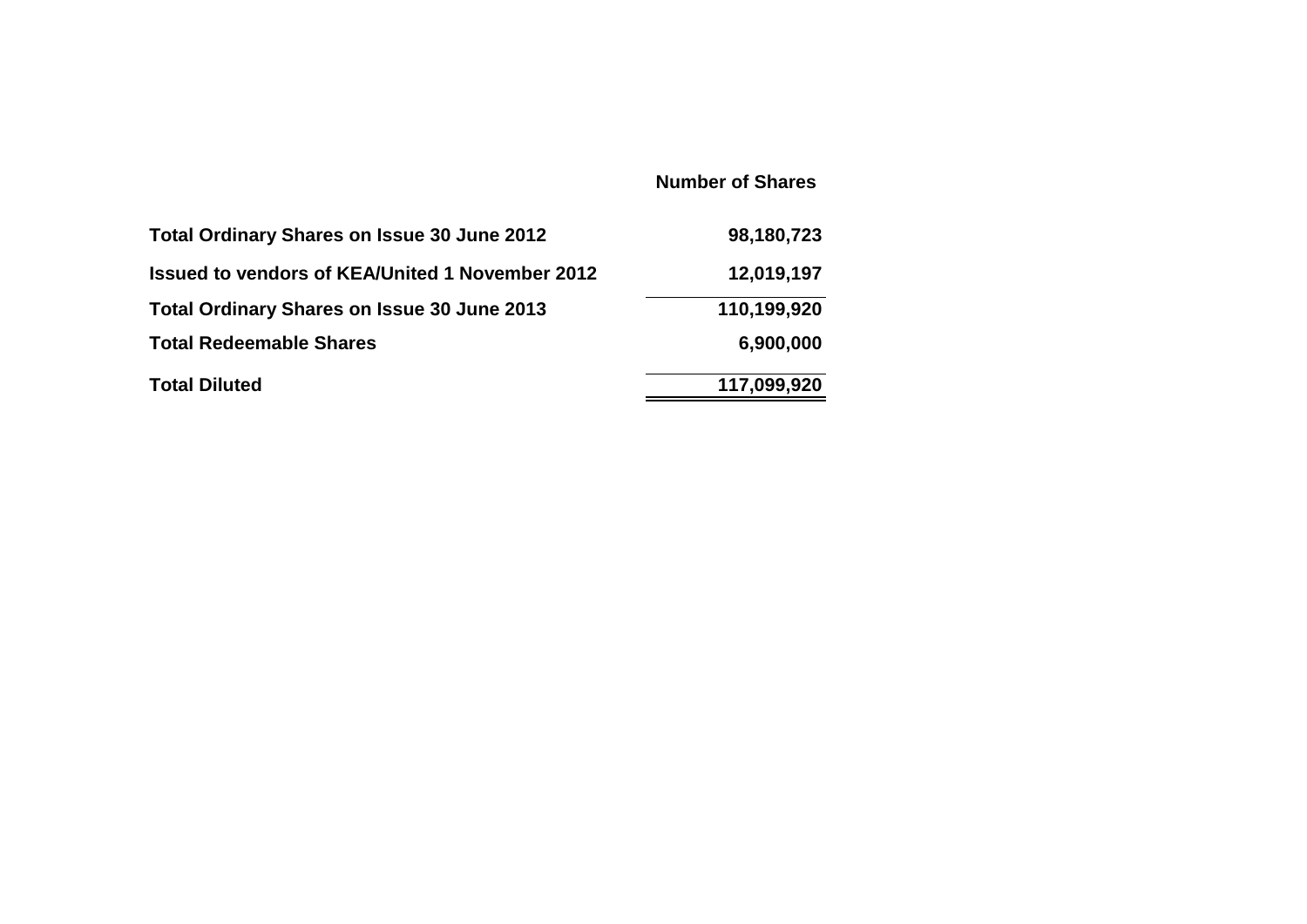| | Number of Shares |
|---|---|
| **Total Ordinary Shares on Issue 30 June 2012** | **98,180,723** |
| **Issued to vendors of KEA/United 1 November 2012** | **12,019,197** |
| **Total Ordinary Shares on Issue 30 June 2013** | **110,199,920** |
| **Total Redeemable Shares** | **6,900,000** |
| **Total Diluted** | **117,099,920** |